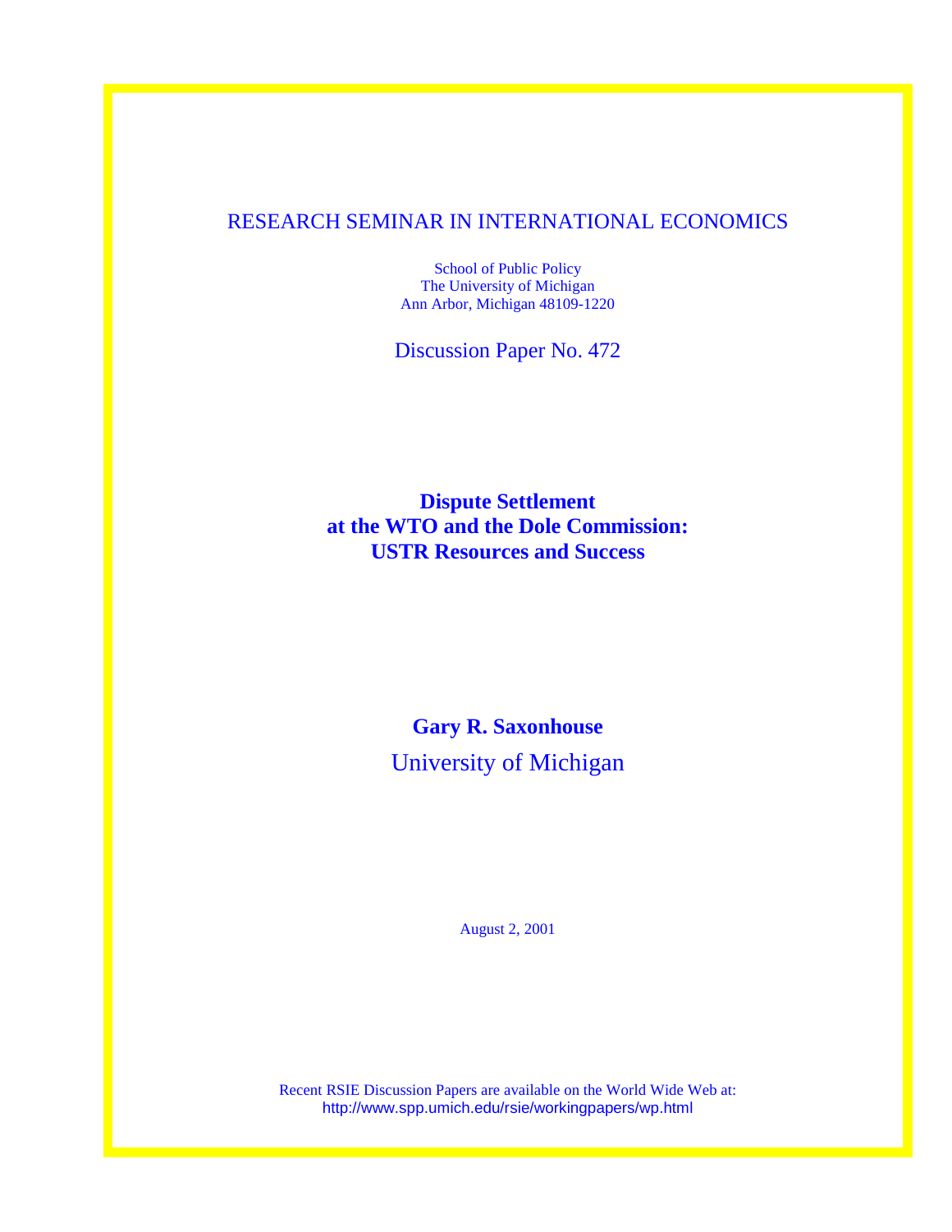RESEARCH SEMINAR IN INTERNATIONAL ECONOMICS

School of Public Policy
The University of Michigan
Ann Arbor, Michigan 48109-1220

Discussion Paper No. 472

# Dispute Settlement at the WTO and the Dole Commission: USTR Resources and Success

**Gary R. Saxonhouse**

University of Michigan

August 2, 2001

Recent RSIE Discussion Papers are available on the World Wide Web at:
http://www.spp.umich.edu/rsie/workingpapers/wp.html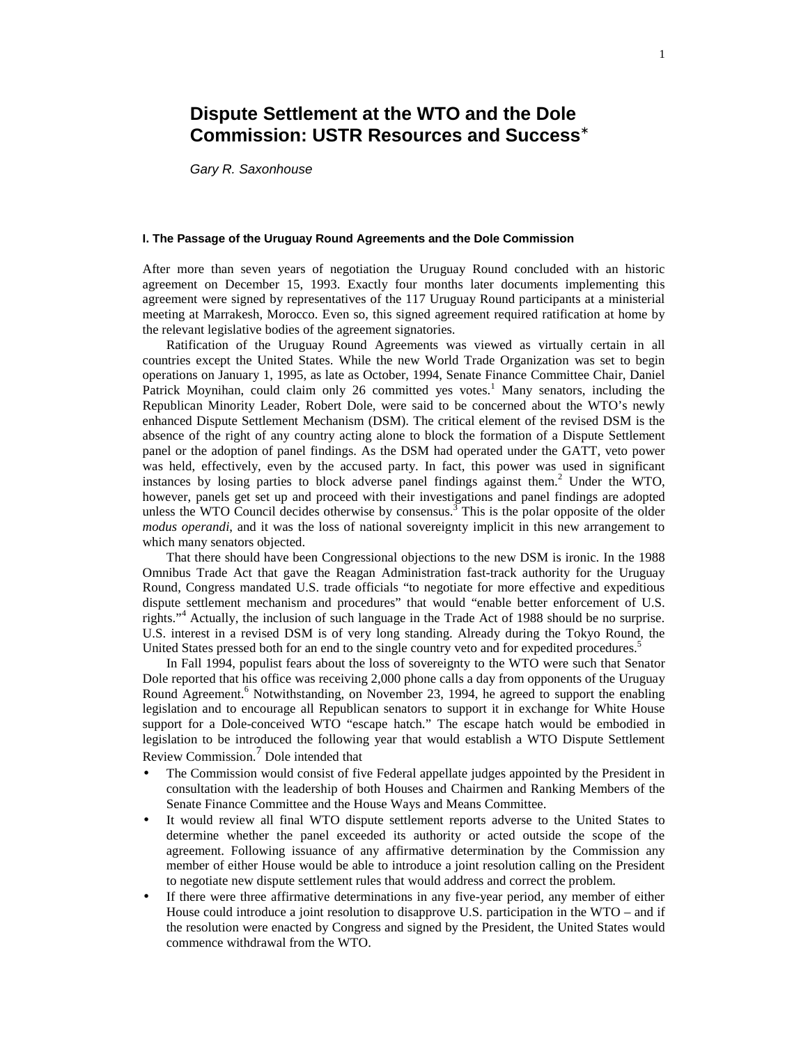# Dispute Settlement at the WTO and the Dole Commission: USTR Resources and Success*

*Gary R. Saxonhouse*

### I. The Passage of the Uruguay Round Agreements and the Dole Commission

After more than seven years of negotiation the Uruguay Round concluded with an historic agreement on December 15, 1993. Exactly four months later documents implementing this agreement were signed by representatives of the 117 Uruguay Round participants at a ministerial meeting at Marrakesh, Morocco. Even so, this signed agreement required ratification at home by the relevant legislative bodies of the agreement signatories.

Ratification of the Uruguay Round Agreements was viewed as virtually certain in all countries except the United States. While the new World Trade Organization was set to begin operations on January 1, 1995, as late as October, 1994, Senate Finance Committee Chair, Daniel Patrick Moynihan, could claim only 26 committed yes votes.[1] Many senators, including the Republican Minority Leader, Robert Dole, were said to be concerned about the WTO's newly enhanced Dispute Settlement Mechanism (DSM). The critical element of the revised DSM is the absence of the right of any country acting alone to block the formation of a Dispute Settlement panel or the adoption of panel findings. As the DSM had operated under the GATT, veto power was held, effectively, even by the accused party. In fact, this power was used in significant instances by losing parties to block adverse panel findings against them.[2] Under the WTO, however, panels get set up and proceed with their investigations and panel findings are adopted unless the WTO Council decides otherwise by consensus.[3] This is the polar opposite of the older *modus operandi*, and it was the loss of national sovereignty implicit in this new arrangement to which many senators objected.

That there should have been Congressional objections to the new DSM is ironic. In the 1988 Omnibus Trade Act that gave the Reagan Administration fast-track authority for the Uruguay Round, Congress mandated U.S. trade officials "to negotiate for more effective and expeditious dispute settlement mechanism and procedures" that would "enable better enforcement of U.S. rights."[4] Actually, the inclusion of such language in the Trade Act of 1988 should be no surprise. U.S. interest in a revised DSM is of very long standing. Already during the Tokyo Round, the United States pressed both for an end to the single country veto and for expedited procedures.[5]

In Fall 1994, populist fears about the loss of sovereignty to the WTO were such that Senator Dole reported that his office was receiving 2,000 phone calls a day from opponents of the Uruguay Round Agreement.[6] Notwithstanding, on November 23, 1994, he agreed to support the enabling legislation and to encourage all Republican senators to support it in exchange for White House support for a Dole-conceived WTO "escape hatch." The escape hatch would be embodied in legislation to be introduced the following year that would establish a WTO Dispute Settlement Review Commission.[7] Dole intended that

- The Commission would consist of five Federal appellate judges appointed by the President in consultation with the leadership of both Houses and Chairmen and Ranking Members of the Senate Finance Committee and the House Ways and Means Committee.
- It would review all final WTO dispute settlement reports adverse to the United States to determine whether the panel exceeded its authority or acted outside the scope of the agreement. Following issuance of any affirmative determination by the Commission any member of either House would be able to introduce a joint resolution calling on the President to negotiate new dispute settlement rules that would address and correct the problem.
- If there were three affirmative determinations in any five-year period, any member of either House could introduce a joint resolution to disapprove U.S. participation in the WTO – and if the resolution were enacted by Congress and signed by the President, the United States would commence withdrawal from the WTO.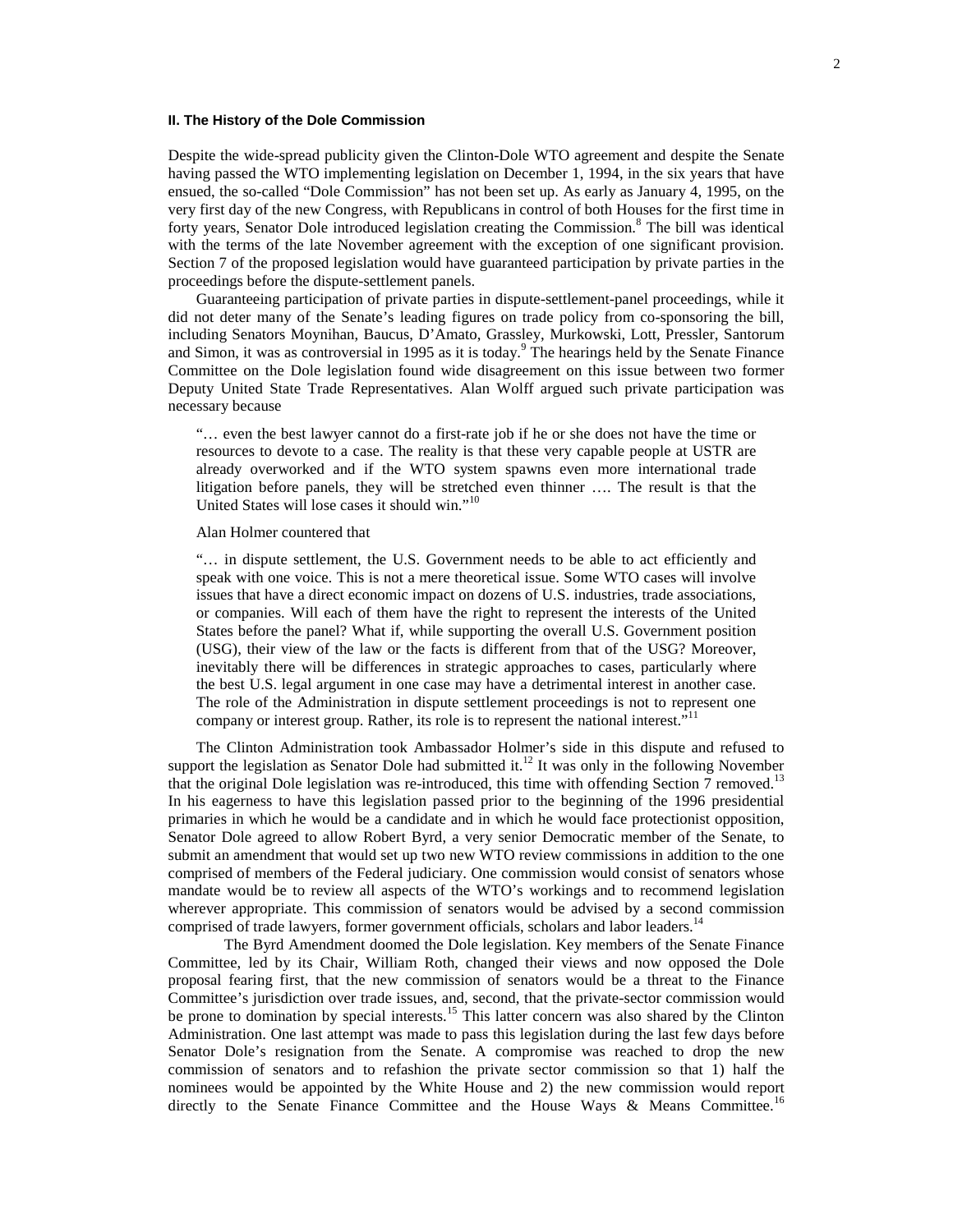#### II. The History of the Dole Commission

Despite the wide-spread publicity given the Clinton-Dole WTO agreement and despite the Senate having passed the WTO implementing legislation on December 1, 1994, in the six years that have ensued, the so-called "Dole Commission" has not been set up. As early as January 4, 1995, on the very first day of the new Congress, with Republicans in control of both Houses for the first time in forty years, Senator Dole introduced legislation creating the Commission.[8] The bill was identical with the terms of the late November agreement with the exception of one significant provision. Section 7 of the proposed legislation would have guaranteed participation by private parties in the proceedings before the dispute-settlement panels.

Guaranteeing participation of private parties in dispute-settlement-panel proceedings, while it did not deter many of the Senate's leading figures on trade policy from co-sponsoring the bill, including Senators Moynihan, Baucus, D'Amato, Grassley, Murkowski, Lott, Pressler, Santorum and Simon, it was as controversial in 1995 as it is today.[9] The hearings held by the Senate Finance Committee on the Dole legislation found wide disagreement on this issue between two former Deputy United State Trade Representatives. Alan Wolff argued such private participation was necessary because

> "… even the best lawyer cannot do a first-rate job if he or she does not have the time or resources to devote to a case. The reality is that these very capable people at USTR are already overworked and if the WTO system spawns even more international trade litigation before panels, they will be stretched even thinner …. The result is that the United States will lose cases it should win."[10]

Alan Holmer countered that

> "… in dispute settlement, the U.S. Government needs to be able to act efficiently and speak with one voice. This is not a mere theoretical issue. Some WTO cases will involve issues that have a direct economic impact on dozens of U.S. industries, trade associations, or companies. Will each of them have the right to represent the interests of the United States before the panel? What if, while supporting the overall U.S. Government position (USG), their view of the law or the facts is different from that of the USG? Moreover, inevitably there will be differences in strategic approaches to cases, particularly where the best U.S. legal argument in one case may have a detrimental interest in another case. The role of the Administration in dispute settlement proceedings is not to represent one company or interest group. Rather, its role is to represent the national interest."[11]

The Clinton Administration took Ambassador Holmer's side in this dispute and refused to support the legislation as Senator Dole had submitted it.[12] It was only in the following November that the original Dole legislation was re-introduced, this time with offending Section 7 removed.[13] In his eagerness to have this legislation passed prior to the beginning of the 1996 presidential primaries in which he would be a candidate and in which he would face protectionist opposition, Senator Dole agreed to allow Robert Byrd, a very senior Democratic member of the Senate, to submit an amendment that would set up two new WTO review commissions in addition to the one comprised of members of the Federal judiciary. One commission would consist of senators whose mandate would be to review all aspects of the WTO's workings and to recommend legislation wherever appropriate. This commission of senators would be advised by a second commission comprised of trade lawyers, former government officials, scholars and labor leaders.[14]

The Byrd Amendment doomed the Dole legislation. Key members of the Senate Finance Committee, led by its Chair, William Roth, changed their views and now opposed the Dole proposal fearing first, that the new commission of senators would be a threat to the Finance Committee's jurisdiction over trade issues, and, second, that the private-sector commission would be prone to domination by special interests.[15] This latter concern was also shared by the Clinton Administration. One last attempt was made to pass this legislation during the last few days before Senator Dole's resignation from the Senate. A compromise was reached to drop the new commission of senators and to refashion the private sector commission so that 1) half the nominees would be appointed by the White House and 2) the new commission would report directly to the Senate Finance Committee and the House Ways & Means Committee.[16]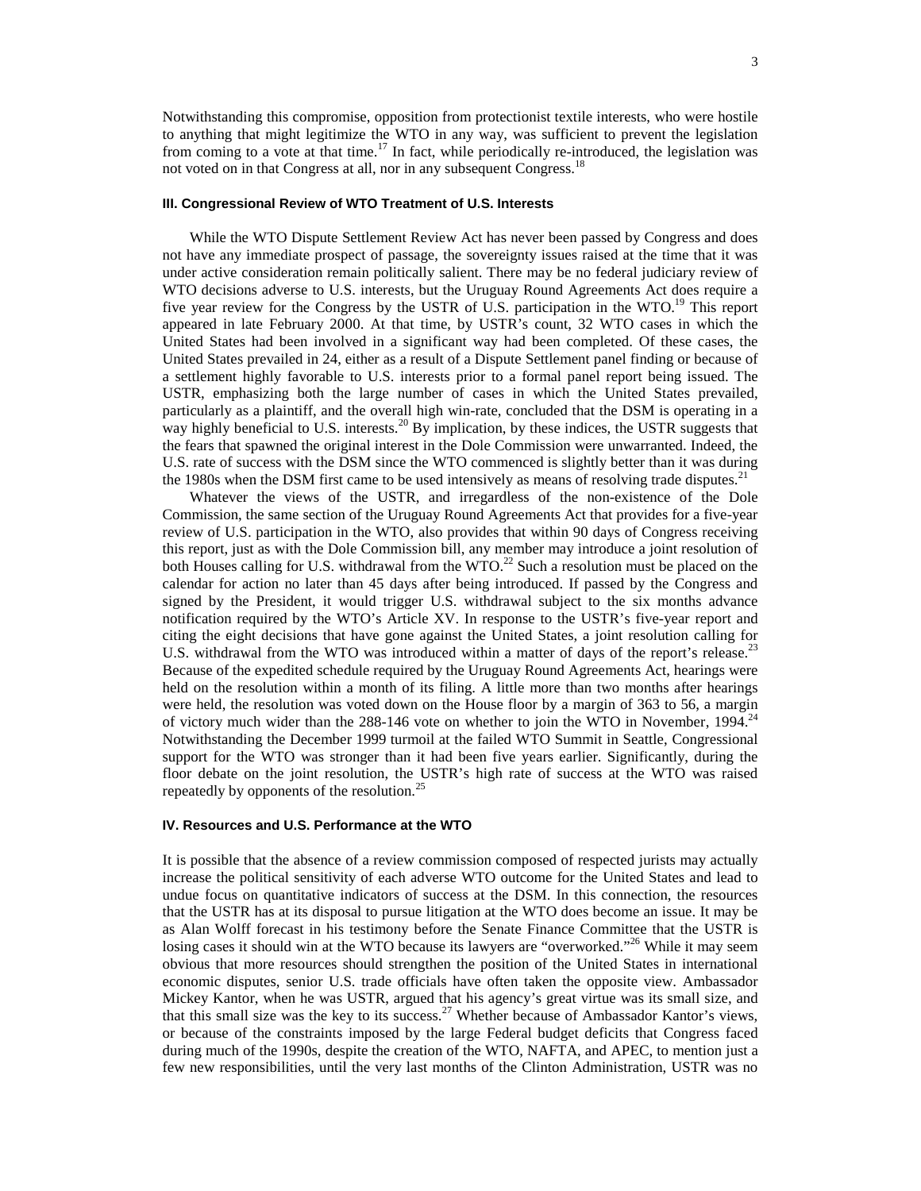Notwithstanding this compromise, opposition from protectionist textile interests, who were hostile to anything that might legitimize the WTO in any way, was sufficient to prevent the legislation from coming to a vote at that time.[17] In fact, while periodically re-introduced, the legislation was not voted on in that Congress at all, nor in any subsequent Congress.[18]

### III. Congressional Review of WTO Treatment of U.S. Interests

While the WTO Dispute Settlement Review Act has never been passed by Congress and does not have any immediate prospect of passage, the sovereignty issues raised at the time that it was under active consideration remain politically salient. There may be no federal judiciary review of WTO decisions adverse to U.S. interests, but the Uruguay Round Agreements Act does require a five year review for the Congress by the USTR of U.S. participation in the WTO.[19] This report appeared in late February 2000. At that time, by USTR's count, 32 WTO cases in which the United States had been involved in a significant way had been completed. Of these cases, the United States prevailed in 24, either as a result of a Dispute Settlement panel finding or because of a settlement highly favorable to U.S. interests prior to a formal panel report being issued. The USTR, emphasizing both the large number of cases in which the United States prevailed, particularly as a plaintiff, and the overall high win-rate, concluded that the DSM is operating in a way highly beneficial to U.S. interests.[20] By implication, by these indices, the USTR suggests that the fears that spawned the original interest in the Dole Commission were unwarranted. Indeed, the U.S. rate of success with the DSM since the WTO commenced is slightly better than it was during the 1980s when the DSM first came to be used intensively as means of resolving trade disputes.[21]

Whatever the views of the USTR, and irregardless of the non-existence of the Dole Commission, the same section of the Uruguay Round Agreements Act that provides for a five-year review of U.S. participation in the WTO, also provides that within 90 days of Congress receiving this report, just as with the Dole Commission bill, any member may introduce a joint resolution of both Houses calling for U.S. withdrawal from the WTO.[22] Such a resolution must be placed on the calendar for action no later than 45 days after being introduced. If passed by the Congress and signed by the President, it would trigger U.S. withdrawal subject to the six months advance notification required by the WTO's Article XV. In response to the USTR's five-year report and citing the eight decisions that have gone against the United States, a joint resolution calling for U.S. withdrawal from the WTO was introduced within a matter of days of the report's release.[23] Because of the expedited schedule required by the Uruguay Round Agreements Act, hearings were held on the resolution within a month of its filing. A little more than two months after hearings were held, the resolution was voted down on the House floor by a margin of 363 to 56, a margin of victory much wider than the 288-146 vote on whether to join the WTO in November, 1994.[24] Notwithstanding the December 1999 turmoil at the failed WTO Summit in Seattle, Congressional support for the WTO was stronger than it had been five years earlier. Significantly, during the floor debate on the joint resolution, the USTR's high rate of success at the WTO was raised repeatedly by opponents of the resolution.[25]

### IV. Resources and U.S. Performance at the WTO

It is possible that the absence of a review commission composed of respected jurists may actually increase the political sensitivity of each adverse WTO outcome for the United States and lead to undue focus on quantitative indicators of success at the DSM. In this connection, the resources that the USTR has at its disposal to pursue litigation at the WTO does become an issue. It may be as Alan Wolff forecast in his testimony before the Senate Finance Committee that the USTR is losing cases it should win at the WTO because its lawyers are "overworked."[26] While it may seem obvious that more resources should strengthen the position of the United States in international economic disputes, senior U.S. trade officials have often taken the opposite view. Ambassador Mickey Kantor, when he was USTR, argued that his agency's great virtue was its small size, and that this small size was the key to its success.[27] Whether because of Ambassador Kantor's views, or because of the constraints imposed by the large Federal budget deficits that Congress faced during much of the 1990s, despite the creation of the WTO, NAFTA, and APEC, to mention just a few new responsibilities, until the very last months of the Clinton Administration, USTR was no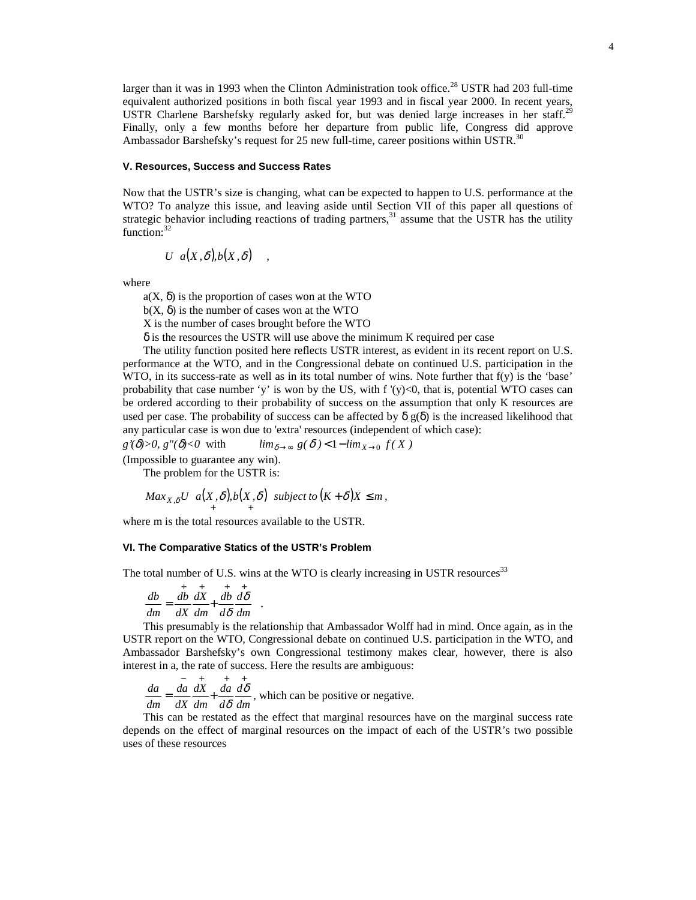larger than it was in 1993 when the Clinton Administration took office.[28] USTR had 203 full-time equivalent authorized positions in both fiscal year 1993 and in fiscal year 2000. In recent years, USTR Charlene Barshefsky regularly asked for, but was denied large increases in her staff.[29] Finally, only a few months before her departure from public life, Congress did approve Ambassador Barshefsky's request for 25 new full-time, career positions within USTR.[30]

#### V. Resources, Success and Success Rates

Now that the USTR's size is changing, what can be expected to happen to U.S. performance at the WTO? To analyze this issue, and leaving aside until Section VII of this paper all questions of strategic behavior including reactions of trading partners,[31] assume that the USTR has the utility function:[32]

$$U\left[a(X,\delta), b(X,\delta)\right],$$

where

a(X, δ) is the proportion of cases won at the WTO

b(X, δ) is the number of cases won at the WTO

X is the number of cases brought before the WTO

δ is the resources the USTR will use above the minimum K required per case

The utility function posited here reflects USTR interest, as evident in its recent report on U.S. performance at the WTO, and in the Congressional debate on continued U.S. participation in the WTO, in its success-rate as well as in its total number of wins. Note further that f(y) is the 'base' probability that case number 'y' is won by the US, with $f'(y)<0$, that is, potential WTO cases can be ordered according to their probability of success on the assumption that only K resources are used per case. The probability of success can be affected by δ g(δ) is the increased likelihood that any particular case is won due to 'extra' resources (independent of which case):

$g'(\delta)>0,\ g''(\delta)<0$ with $\lim_{\delta\to\infty} g(\delta) < 1 - \lim_{X\to 0} f(X)$

(Impossible to guarantee any win).

The problem for the USTR is:

$$Max_{X,\delta}\, U\left[\underset{+}{a(X,\delta)}, \underset{+}{b(X,\delta)}\right] \text{ subject to } (K+\delta)X \le m,$$

where m is the total resources available to the USTR.

#### VI. The Comparative Statics of the USTR's Problem

The total number of U.S. wins at the WTO is clearly increasing in USTR resources[33]

$$\frac{db}{dm} = \overset{+}{\frac{db}{dX}}\overset{+}{\frac{dX}{dm}} + \overset{+}{\frac{db}{d\delta}}\overset{+}{\frac{d\delta}{dm}}.$$

This presumably is the relationship that Ambassador Wolff had in mind. Once again, as in the USTR report on the WTO, Congressional debate on continued U.S. participation in the WTO, and Ambassador Barshefsky's own Congressional testimony makes clear, however, there is also interest in a, the rate of success. Here the results are ambiguous:

$$\frac{da}{dm} = \overset{-}{\frac{da}{dX}}\overset{+}{\frac{dX}{dm}} + \overset{+}{\frac{da}{d\delta}}\overset{+}{\frac{d\delta}{dm}},$$ which can be positive or negative.

This can be restated as the effect that marginal resources have on the marginal success rate depends on the effect of marginal resources on the impact of each of the USTR's two possible uses of these resources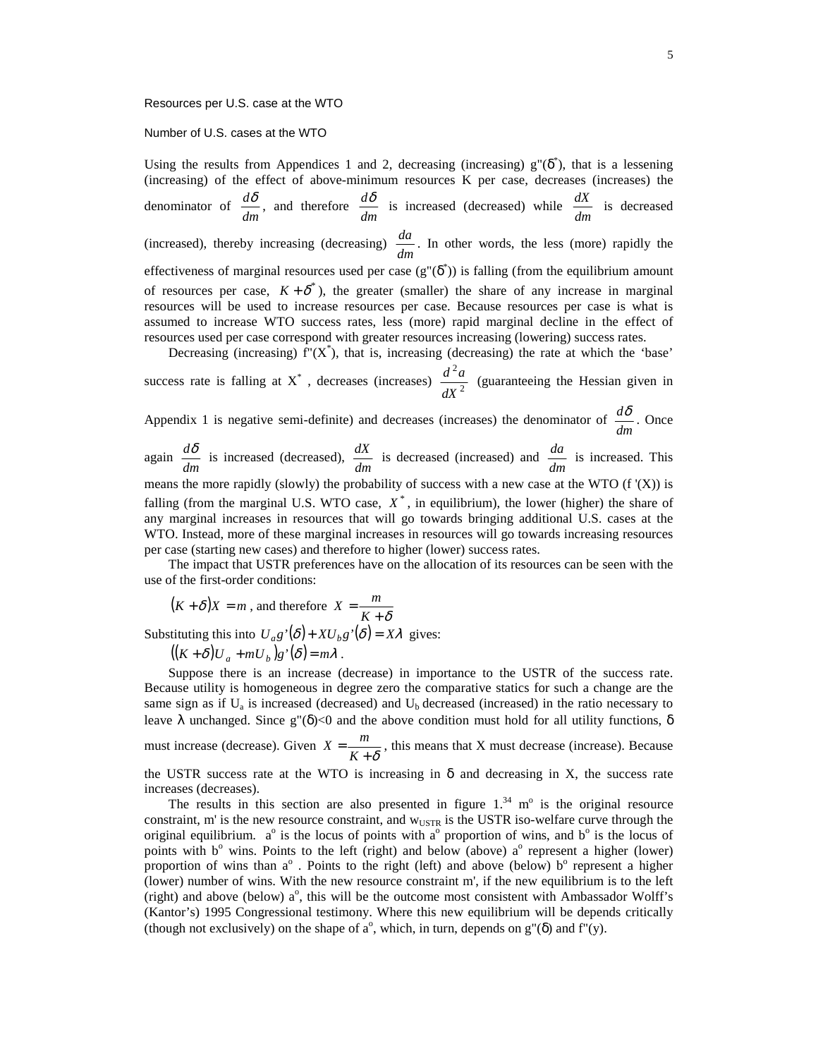Resources per U.S. case at the WTO

Number of U.S. cases at the WTO

Using the results from Appendices 1 and 2, decreasing (increasing) $g''(\delta^*)$, that is a lessening (increasing) of the effect of above-minimum resources K per case, decreases (increases) the denominator of $\frac{d\delta}{dm}$, and therefore $\frac{d\delta}{dm}$ is increased (decreased) while $\frac{dX}{dm}$ is decreased (increased), thereby increasing (decreasing) $\frac{da}{dm}$. In other words, the less (more) rapidly the effectiveness of marginal resources used per case ($g''(\delta^*)$) is falling (from the equilibrium amount of resources per case, $K+\delta^*$), the greater (smaller) the share of any increase in marginal resources will be used to increase resources per case. Because resources per case is what is assumed to increase WTO success rates, less (more) rapid marginal decline in the effect of resources used per case correspond with greater resources increasing (lowering) success rates.

Decreasing (increasing) $f''(X^*)$, that is, increasing (decreasing) the rate at which the 'base' success rate is falling at $X^*$, decreases (increases) $\frac{d^2a}{dX^2}$ (guaranteeing the Hessian given in Appendix 1 is negative semi-definite) and decreases (increases) the denominator of $\frac{d\delta}{dm}$. Once again $\frac{d\delta}{dm}$ is increased (decreased), $\frac{dX}{dm}$ is decreased (increased) and $\frac{da}{dm}$ is increased. This means the more rapidly (slowly) the probability of success with a new case at the WTO ($f'(X)$) is falling (from the marginal U.S. WTO case, $X^*$, in equilibrium), the lower (higher) the share of any marginal increases in resources that will go towards bringing additional U.S. cases at the WTO. Instead, more of these marginal increases in resources will go towards increasing resources per case (starting new cases) and therefore to higher (lower) success rates.

The impact that USTR preferences have on the allocation of its resources can be seen with the use of the first-order conditions:

$(K+\delta)X = m$, and therefore $X = \frac{m}{K+\delta}$

Substituting this into $U_a g'(\delta) + XU_b g'(\delta) = X\lambda$ gives:

$((K+\delta)U_a + mU_b)g'(\delta) = m\lambda$.

Suppose there is an increase (decrease) in importance to the USTR of the success rate. Because utility is homogeneous in degree zero the comparative statics for such a change are the same sign as if $U_a$ is increased (decreased) and $U_b$ decreased (increased) in the ratio necessary to leave $\lambda$ unchanged. Since $g''(\delta)<0$ and the above condition must hold for all utility functions, $\delta$ must increase (decrease). Given $X = \frac{m}{K+\delta}$, this means that X must decrease (increase). Because the USTR success rate at the WTO is increasing in $\delta$ and decreasing in X, the success rate increases (decreases).

The results in this section are also presented in figure 1.[34] $m^o$ is the original resource constraint, m' is the new resource constraint, and $w_{USTR}$ is the USTR iso-welfare curve through the original equilibrium. $a^o$ is the locus of points with $a^o$ proportion of wins, and $b^o$ is the locus of points with $b^o$ wins. Points to the left (right) and below (above) $a^o$ represent a higher (lower) proportion of wins than $a^o$. Points to the right (left) and above (below) $b^o$ represent a higher (lower) number of wins. With the new resource constraint m', if the new equilibrium is to the left (right) and above (below) $a^o$, this will be the outcome most consistent with Ambassador Wolff's (Kantor's) 1995 Congressional testimony. Where this new equilibrium will be depends critically (though not exclusively) on the shape of $a^o$, which, in turn, depends on $g''(\delta)$ and $f''(y)$.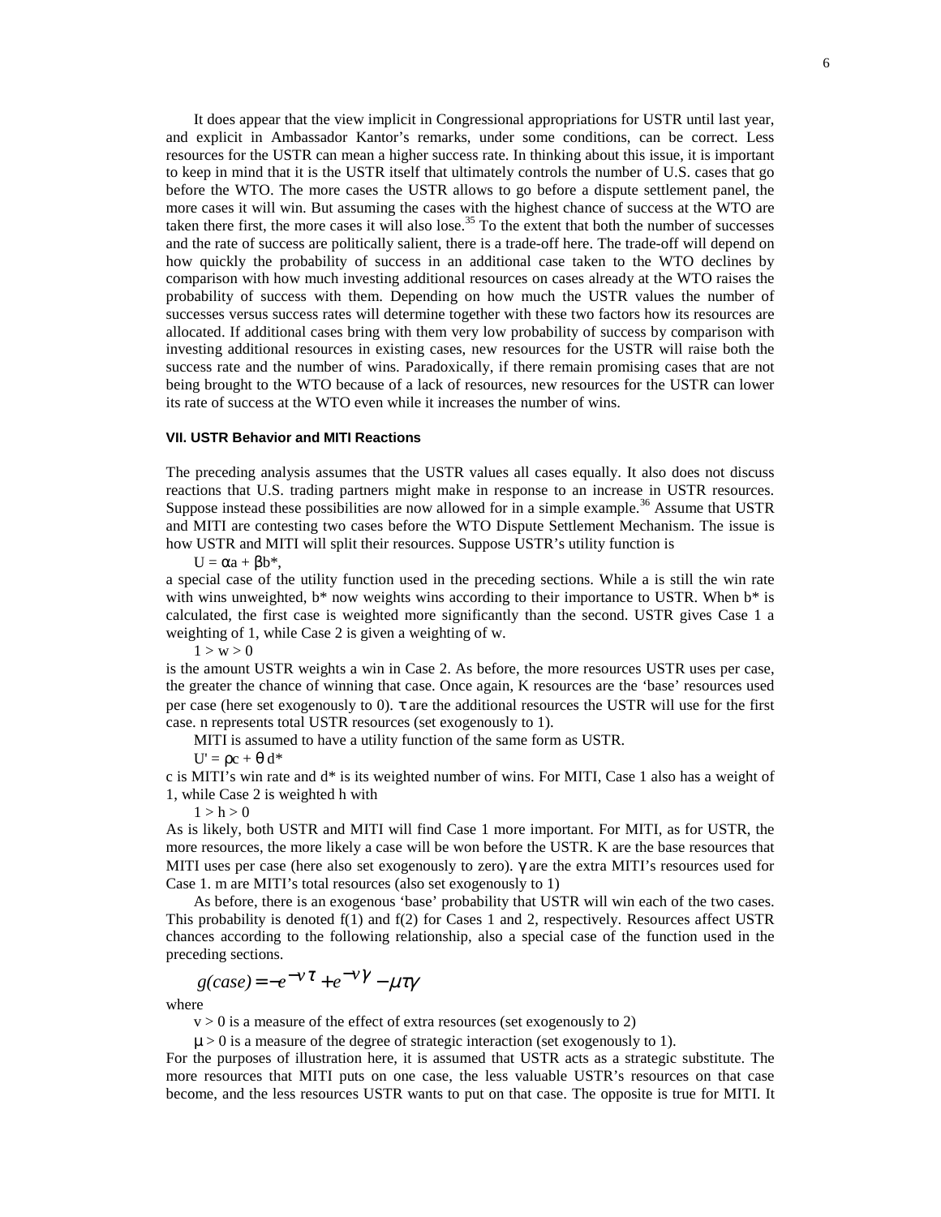It does appear that the view implicit in Congressional appropriations for USTR until last year, and explicit in Ambassador Kantor's remarks, under some conditions, can be correct. Less resources for the USTR can mean a higher success rate. In thinking about this issue, it is important to keep in mind that it is the USTR itself that ultimately controls the number of U.S. cases that go before the WTO. The more cases the USTR allows to go before a dispute settlement panel, the more cases it will win. But assuming the cases with the highest chance of success at the WTO are taken there first, the more cases it will also lose.[35] To the extent that both the number of successes and the rate of success are politically salient, there is a trade-off here. The trade-off will depend on how quickly the probability of success in an additional case taken to the WTO declines by comparison with how much investing additional resources on cases already at the WTO raises the probability of success with them. Depending on how much the USTR values the number of successes versus success rates will determine together with these two factors how its resources are allocated. If additional cases bring with them very low probability of success by comparison with investing additional resources in existing cases, new resources for the USTR will raise both the success rate and the number of wins. Paradoxically, if there remain promising cases that are not being brought to the WTO because of a lack of resources, new resources for the USTR can lower its rate of success at the WTO even while it increases the number of wins.

### VII. USTR Behavior and MITI Reactions

The preceding analysis assumes that the USTR values all cases equally. It also does not discuss reactions that U.S. trading partners might make in response to an increase in USTR resources. Suppose instead these possibilities are now allowed for in a simple example.[36] Assume that USTR and MITI are contesting two cases before the WTO Dispute Settlement Mechanism. The issue is how USTR and MITI will split their resources. Suppose USTR's utility function is

$$U = \alpha a + \beta b^*,$$

a special case of the utility function used in the preceding sections. While a is still the win rate with wins unweighted, $b^*$ now weights wins according to their importance to USTR. When $b^*$ is calculated, the first case is weighted more significantly than the second. USTR gives Case 1 a weighting of 1, while Case 2 is given a weighting of w.

$$1 > w > 0$$

is the amount USTR weights a win in Case 2. As before, the more resources USTR uses per case, the greater the chance of winning that case. Once again, K resources are the 'base' resources used per case (here set exogenously to 0). $\tau$ are the additional resources the USTR will use for the first case. n represents total USTR resources (set exogenously to 1).

MITI is assumed to have a utility function of the same form as USTR.

$$U' = \rho c + \theta d^*$$

c is MITI's win rate and $d^*$ is its weighted number of wins. For MITI, Case 1 also has a weight of 1, while Case 2 is weighted h with

$$1 > h > 0$$

As is likely, both USTR and MITI will find Case 1 more important. For MITI, as for USTR, the more resources, the more likely a case will be won before the USTR. K are the base resources that MITI uses per case (here also set exogenously to zero). $\gamma$ are the extra MITI's resources used for Case 1. m are MITI's total resources (also set exogenously to 1)

As before, there is an exogenous 'base' probability that USTR will win each of the two cases. This probability is denoted f(1) and f(2) for Cases 1 and 2, respectively. Resources affect USTR chances according to the following relationship, also a special case of the function used in the preceding sections.

$$g(case) = -e^{-v\tau} + e^{-v\gamma} - \mu\tau\gamma$$

where

$v > 0$ is a measure of the effect of extra resources (set exogenously to 2)

$\mu > 0$ is a measure of the degree of strategic interaction (set exogenously to 1).

For the purposes of illustration here, it is assumed that USTR acts as a strategic substitute. The more resources that MITI puts on one case, the less valuable USTR's resources on that case become, and the less resources USTR wants to put on that case. The opposite is true for MITI. It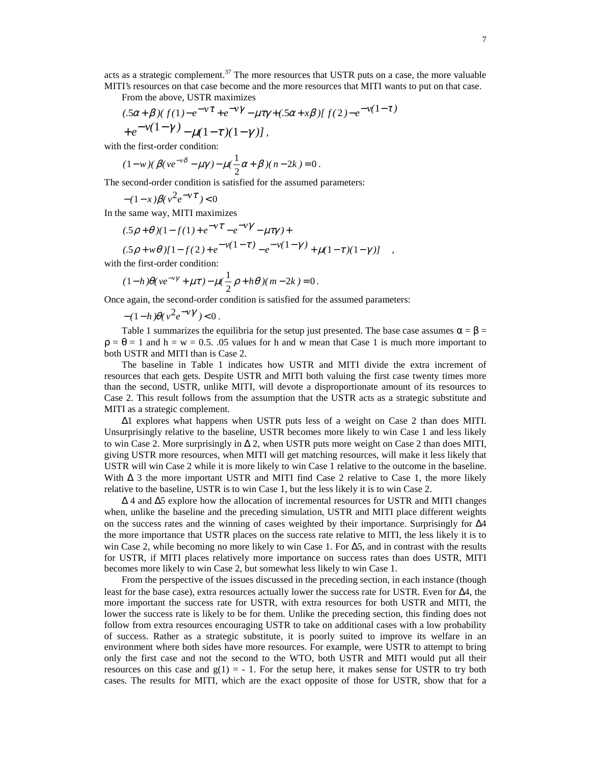acts as a strategic complement.[37] The more resources that USTR puts on a case, the more valuable MITI's resources on that case become and the more resources that MITI wants to put on that case.

From the above, USTR maximizes

$$(.5\alpha+\beta)(f(1)-e^{-v\tau}+e^{-v\gamma}-\mu\tau\gamma+(.5\alpha+x\beta)[f(2)-e^{-v(1-\tau)}$$
$$+e^{-v(1-\gamma)}-\mu(1-\tau)(1-\gamma)],$$

with the first-order condition:

$$(1-w)(\beta(ve^{-v\delta}-\mu\gamma)-\mu(\frac{1}{2}\alpha+\beta)(n-2k)=0.$$

The second-order condition is satisfied for the assumed parameters:

$$-(1-x)\beta(v^2e^{-v\tau})<0$$

In the same way, MITI maximizes

$$(.5\rho+\theta)(1-f(1)+e^{-v\tau}-e^{-v\gamma}-\mu\tau\gamma)+$$
$$(.5\rho+w\theta)[1-f(2)+e^{-v(1-\tau)}-e^{-v(1-\gamma)}+\mu(1-\tau)(1-\gamma)] \quad ,$$

with the first-order condition:

$$(1-h)\theta(ve^{-v\gamma}+\mu\tau)-\mu(\frac{1}{2}\rho+h\theta)(m-2k)=0.$$

Once again, the second-order condition is satisfied for the assumed parameters:

$$-(1-h)\theta(v^2e^{-v\gamma})<0.$$

Table 1 summarizes the equilibria for the setup just presented. The base case assumes α = β = ρ = θ = 1 and h = w = 0.5. .05 values for h and w mean that Case 1 is much more important to both USTR and MITI than is Case 2.

The baseline in Table 1 indicates how USTR and MITI divide the extra increment of resources that each gets. Despite USTR and MITI both valuing the first case twenty times more than the second, USTR, unlike MITI, will devote a disproportionate amount of its resources to Case 2. This result follows from the assumption that the USTR acts as a strategic substitute and MITI as a strategic complement.

Δ1 explores what happens when USTR puts less of a weight on Case 2 than does MITI. Unsurprisingly relative to the baseline, USTR becomes more likely to win Case 1 and less likely to win Case 2. More surprisingly in Δ 2, when USTR puts more weight on Case 2 than does MITI, giving USTR more resources, when MITI will get matching resources, will make it less likely that USTR will win Case 2 while it is more likely to win Case 1 relative to the outcome in the baseline. With Δ 3 the more important USTR and MITI find Case 2 relative to Case 1, the more likely relative to the baseline, USTR is to win Case 1, but the less likely it is to win Case 2.

Δ 4 and Δ5 explore how the allocation of incremental resources for USTR and MITI changes when, unlike the baseline and the preceding simulation, USTR and MITI place different weights on the success rates and the winning of cases weighted by their importance. Surprisingly for Δ4 the more importance that USTR places on the success rate relative to MITI, the less likely it is to win Case 2, while becoming no more likely to win Case 1. For Δ5, and in contrast with the results for USTR, if MITI places relatively more importance on success rates than does USTR, MITI becomes more likely to win Case 2, but somewhat less likely to win Case 1.

From the perspective of the issues discussed in the preceding section, in each instance (though least for the base case), extra resources actually lower the success rate for USTR. Even for Δ4, the more important the success rate for USTR, with extra resources for both USTR and MITI, the lower the success rate is likely to be for them. Unlike the preceding section, this finding does not follow from extra resources encouraging USTR to take on additional cases with a low probability of success. Rather as a strategic substitute, it is poorly suited to improve its welfare in an environment where both sides have more resources. For example, were USTR to attempt to bring only the first case and not the second to the WTO, both USTR and MITI would put all their resources on this case and g(1) = - 1. For the setup here, it makes sense for USTR to try both cases. The results for MITI, which are the exact opposite of those for USTR, show that for a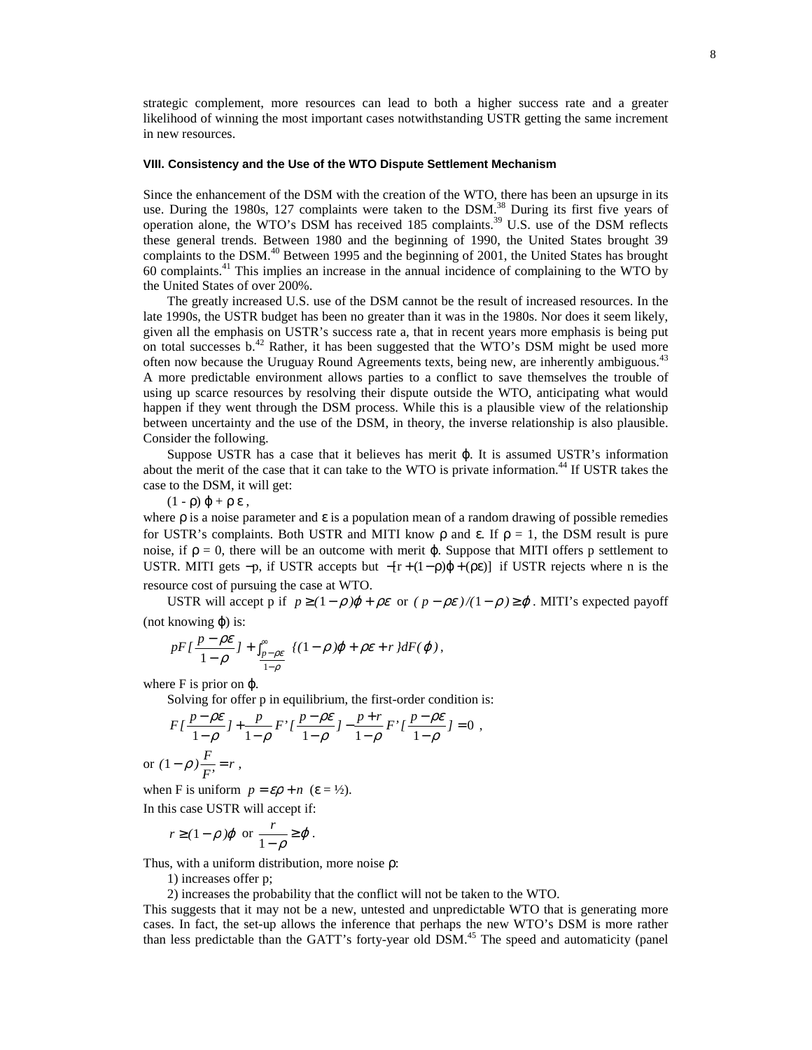strategic complement, more resources can lead to both a higher success rate and a greater likelihood of winning the most important cases notwithstanding USTR getting the same increment in new resources.

### VIII. Consistency and the Use of the WTO Dispute Settlement Mechanism

Since the enhancement of the DSM with the creation of the WTO, there has been an upsurge in its use. During the 1980s, 127 complaints were taken to the DSM.[38] During its first five years of operation alone, the WTO's DSM has received 185 complaints.[39] U.S. use of the DSM reflects these general trends. Between 1980 and the beginning of 1990, the United States brought 39 complaints to the DSM.[40] Between 1995 and the beginning of 2001, the United States has brought 60 complaints.[41] This implies an increase in the annual incidence of complaining to the WTO by the United States of over 200%.

The greatly increased U.S. use of the DSM cannot be the result of increased resources. In the late 1990s, the USTR budget has been no greater than it was in the 1980s. Nor does it seem likely, given all the emphasis on USTR's success rate a, that in recent years more emphasis is being put on total successes b.[42] Rather, it has been suggested that the WTO's DSM might be used more often now because the Uruguay Round Agreements texts, being new, are inherently ambiguous.[43] A more predictable environment allows parties to a conflict to save themselves the trouble of using up scarce resources by resolving their dispute outside the WTO, anticipating what would happen if they went through the DSM process. While this is a plausible view of the relationship between uncertainty and the use of the DSM, in theory, the inverse relationship is also plausible. Consider the following.

Suppose USTR has a case that it believes has merit $\varphi$. It is assumed USTR's information about the merit of the case that it can take to the WTO is private information.[44] If USTR takes the case to the DSM, it will get:

$(1 - \rho)\,\varphi + \rho\,\varepsilon$ ,

where $\rho$ is a noise parameter and $\varepsilon$ is a population mean of a random drawing of possible remedies for USTR's complaints. Both USTR and MITI know $\rho$ and $\varepsilon$. If $\rho = 1$, the DSM result is pure noise, if $\rho = 0$, there will be an outcome with merit $\varphi$. Suppose that MITI offers p settlement to USTR. MITI gets $-p$, if USTR accepts but $-[r + (1-\rho)\varphi + (\rho\varepsilon)]$ if USTR rejects where n is the resource cost of pursuing the case at WTO.

USTR will accept p if $p \geq (1-\rho)\varphi + \rho\varepsilon$ or $(p - \rho\varepsilon)/(1-\rho) \geq \varphi$. MITI's expected payoff (not knowing $\varphi$) is:

$$pF[\frac{p-\rho\varepsilon}{1-\rho}] + \int_{\frac{p-\rho\varepsilon}{1-\rho}}^{\infty} \{(1-\rho)\varphi + \rho\varepsilon + r\} dF(\varphi) ,$$

where F is prior on $\varphi$.

Solving for offer p in equilibrium, the first-order condition is:

$$F[\frac{p-\rho\varepsilon}{1-\rho}] + \frac{p}{1-\rho} F'[\frac{p-\rho\varepsilon}{1-\rho}] - \frac{p+r}{1-\rho} F'[\frac{p-\rho\varepsilon}{1-\rho}] = 0 ,$$

or $(1-\rho)\dfrac{F}{F'} = r$ ,

when F is uniform $p = \varepsilon\rho + n$ ($\varepsilon = ½$).

In this case USTR will accept if:

$$r \geq (1-\rho)\varphi \text{ or } \frac{r}{1-\rho} \geq \varphi .$$

Thus, with a uniform distribution, more noise $\rho$:

1) increases offer p;

2) increases the probability that the conflict will not be taken to the WTO.

This suggests that it may not be a new, untested and unpredictable WTO that is generating more cases. In fact, the set-up allows the inference that perhaps the new WTO's DSM is more rather than less predictable than the GATT's forty-year old DSM.[45] The speed and automaticity (panel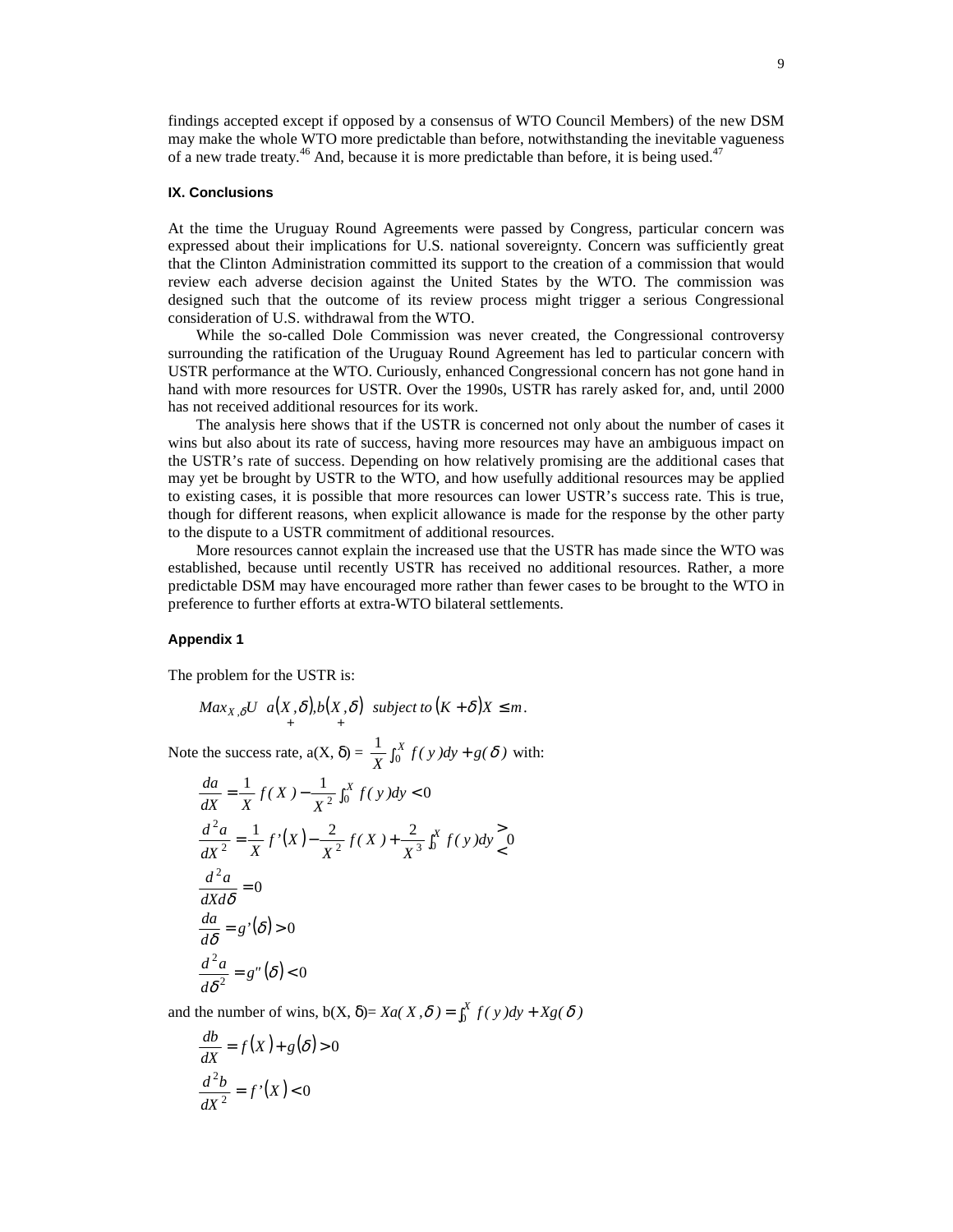findings accepted except if opposed by a consensus of WTO Council Members) of the new DSM may make the whole WTO more predictable than before, notwithstanding the inevitable vagueness of a new trade treaty.[46] And, because it is more predictable than before, it is being used.[47]

## IX. Conclusions

At the time the Uruguay Round Agreements were passed by Congress, particular concern was expressed about their implications for U.S. national sovereignty. Concern was sufficiently great that the Clinton Administration committed its support to the creation of a commission that would review each adverse decision against the United States by the WTO. The commission was designed such that the outcome of its review process might trigger a serious Congressional consideration of U.S. withdrawal from the WTO.

While the so-called Dole Commission was never created, the Congressional controversy surrounding the ratification of the Uruguay Round Agreement has led to particular concern with USTR performance at the WTO. Curiously, enhanced Congressional concern has not gone hand in hand with more resources for USTR. Over the 1990s, USTR has rarely asked for, and, until 2000 has not received additional resources for its work.

The analysis here shows that if the USTR is concerned not only about the number of cases it wins but also about its rate of success, having more resources may have an ambiguous impact on the USTR's rate of success. Depending on how relatively promising are the additional cases that may yet be brought by USTR to the WTO, and how usefully additional resources may be applied to existing cases, it is possible that more resources can lower USTR's success rate. This is true, though for different reasons, when explicit allowance is made for the response by the other party to the dispute to a USTR commitment of additional resources.

More resources cannot explain the increased use that the USTR has made since the WTO was established, because until recently USTR has received no additional resources. Rather, a more predictable DSM may have encouraged more rather than fewer cases to be brought to the WTO in preference to further efforts at extra-WTO bilateral settlements.

## Appendix 1

The problem for the USTR is:

$$Max_{X,\delta} U\left(\underset{+}{a(X,\delta)}, \underset{+}{b(X,\delta)}\right) \text{ subject to } (K+\delta)X \leq m.$$

Note the success rate, $a(X, \delta) = \frac{1}{X}\int_0^X f(y)dy + g(\delta)$ with:

$$\frac{da}{dX} = \frac{1}{X}f(X) - \frac{1}{X^2}\int_0^X f(y)dy < 0$$

$$\frac{d^2a}{dX^2} = \frac{1}{X}f'(X) - \frac{2}{X^2}f(X) + \frac{2}{X^3}\int_0^X f(y)dy \gtrless 0$$

$$\frac{d^2a}{dXd\delta} = 0$$

$$\frac{da}{d\delta} = g'(\delta) > 0$$

$$\frac{d^2a}{d\delta^2} = g''(\delta) < 0$$

and the number of wins, $b(X, \delta) = Xa(X,\delta) = \int_0^X f(y)dy + Xg(\delta)$

$$\frac{db}{dX} = f(X) + g(\delta) > 0$$

$$\frac{d^2b}{dX^2} = f'(X) < 0$$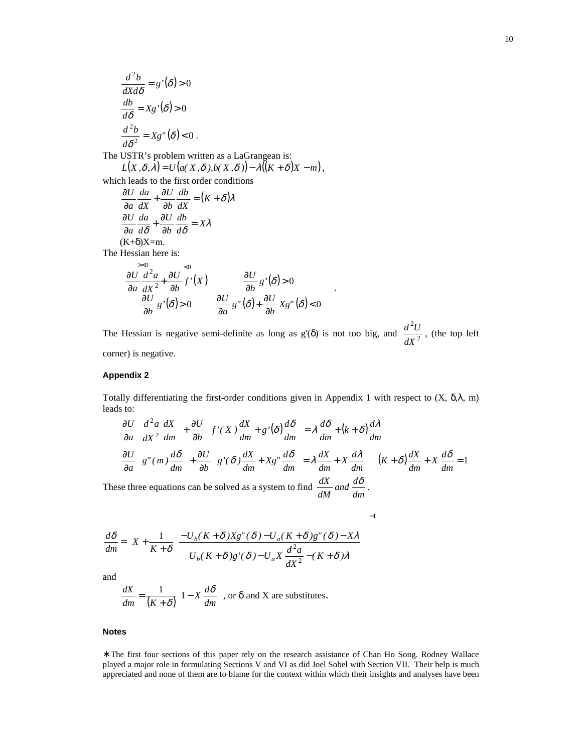$$\frac{d^2b}{dXd\delta} = g'(\delta) > 0$$

$$\frac{db}{d\delta} = Xg'(\delta) > 0$$

$$\frac{d^2b}{d\delta^2} = Xg''(\delta) < 0\ .$$

The USTR's problem written as a LaGrangean is:

$$L(X,\delta,\lambda) = U(a(X,\delta),b(X,\delta)) - \lambda((K+\delta)X - m),$$

which leads to the first order conditions

$$\frac{\partial U}{\partial a}\frac{da}{dX} + \frac{\partial U}{\partial b}\frac{db}{dX} = (K+\delta)\lambda$$

$$\frac{\partial U}{\partial a}\frac{da}{d\delta} + \frac{\partial U}{\partial b}\frac{db}{d\delta} = X\lambda$$

$$(K+\delta)X = m.$$

The Hessian here is:

$$\begin{matrix} \frac{\partial U}{\partial a}\overset{><0}{\frac{d^2a}{dX^2}} + \frac{\partial U}{\partial b}\overset{<0}{f'(X)} & \frac{\partial U}{\partial b}g'(\delta) > 0 \\ \frac{\partial U}{\partial b}g'(\delta) > 0 & \frac{\partial U}{\partial a}g''(\delta) + \frac{\partial U}{\partial b}Xg''(\delta) < 0 \end{matrix}\ .$$

The Hessian is negative semi-definite as long as g'(δ) is not too big, and $\frac{d^2U}{dX^2}$, (the top left corner) is negative.

#### Appendix 2

Totally differentiating the first-order conditions given in Appendix 1 with respect to (X, δ,λ, m) leads to:

$$\frac{\partial U}{\partial a}\left(\frac{d^2a}{dX^2}\frac{dX}{dm}\right) + \frac{\partial U}{\partial b}\left(f'(X)\frac{dX}{dm} + g'(\delta)\frac{d\delta}{dm}\right) = \lambda\frac{d\delta}{dm} + (k+\delta)\frac{d\lambda}{dm}$$

$$\frac{\partial U}{\partial a}\left(g''(m)\frac{d\delta}{dm}\right) + \frac{\partial U}{\partial b}\left(g'(\delta)\frac{dX}{dm} + Xg''\frac{d\delta}{dm}\right) = \lambda\frac{dX}{dm} + X\frac{d\lambda}{dm} \qquad (K+\delta)\frac{dX}{dm} + X\frac{d\delta}{dm} = 1$$

These three equations can be solved as a system to find $\frac{dX}{dM}$ *and* $\frac{d\delta}{dm}$.

$$\frac{d\delta}{dm} = \left[X + \frac{1}{K+\delta}\left(\frac{-U_b(K+\delta)Xg''(\delta) - U_a(K+\delta)g''(\delta) - X\lambda}{U_b(K+\delta)g'(\delta) - U_aX\frac{d^2a}{dX^2} - (K+\delta)\lambda}\right)\right]^{-1}$$

and

$$\frac{dX}{dm} = \frac{1}{(K+\delta)}\left(1 - X\frac{d\delta}{dm}\right)$$ , or δ and X are substitutes.

#### Notes

∗ The first four sections of this paper rely on the research assistance of Chan Ho Song. Rodney Wallace played a major role in formulating Sections V and VI as did Joel Sobel with Section VII. Their help is much appreciated and none of them are to blame for the context within which their insights and analyses have been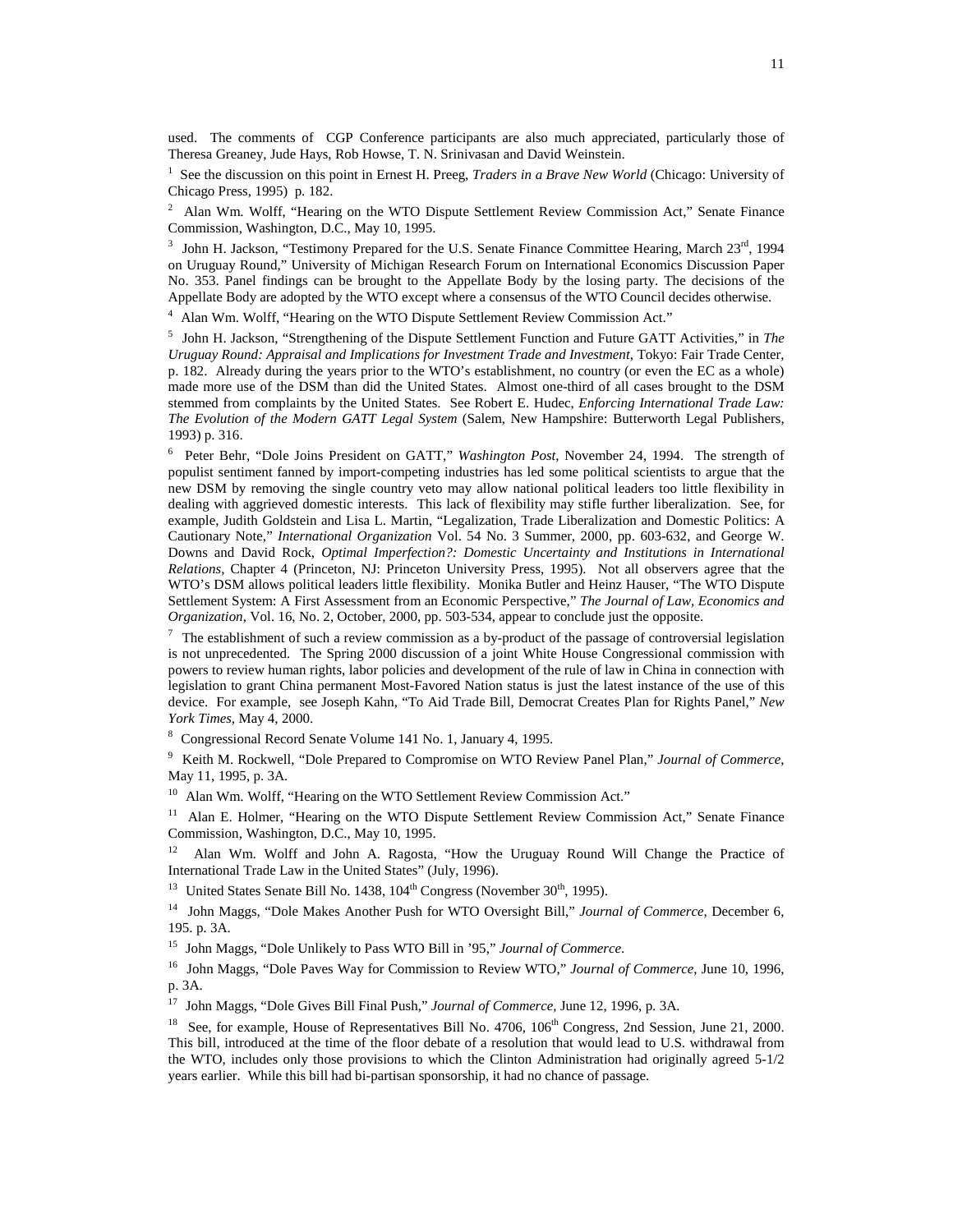used. The comments of CGP Conference participants are also much appreciated, particularly those of Theresa Greaney, Jude Hays, Rob Howse, T. N. Srinivasan and David Weinstein.

[1] See the discussion on this point in Ernest H. Preeg, *Traders in a Brave New World* (Chicago: University of Chicago Press, 1995) p. 182.

[2] Alan Wm. Wolff, "Hearing on the WTO Dispute Settlement Review Commission Act," Senate Finance Commission, Washington, D.C., May 10, 1995.

[3] John H. Jackson, "Testimony Prepared for the U.S. Senate Finance Committee Hearing, March 23rd, 1994 on Uruguay Round," University of Michigan Research Forum on International Economics Discussion Paper No. 353. Panel findings can be brought to the Appellate Body by the losing party. The decisions of the Appellate Body are adopted by the WTO except where a consensus of the WTO Council decides otherwise.

[4] Alan Wm. Wolff, "Hearing on the WTO Dispute Settlement Review Commission Act."

[5] John H. Jackson, "Strengthening of the Dispute Settlement Function and Future GATT Activities," in *The Uruguay Round: Appraisal and Implications for Investment Trade and Investment*, Tokyo: Fair Trade Center, p. 182. Already during the years prior to the WTO's establishment, no country (or even the EC as a whole) made more use of the DSM than did the United States. Almost one-third of all cases brought to the DSM stemmed from complaints by the United States. See Robert E. Hudec, *Enforcing International Trade Law: The Evolution of the Modern GATT Legal System* (Salem, New Hampshire: Butterworth Legal Publishers, 1993) p. 316.

[6] Peter Behr, "Dole Joins President on GATT," *Washington Post*, November 24, 1994. The strength of populist sentiment fanned by import-competing industries has led some political scientists to argue that the new DSM by removing the single country veto may allow national political leaders too little flexibility in dealing with aggrieved domestic interests. This lack of flexibility may stifle further liberalization. See, for example, Judith Goldstein and Lisa L. Martin, "Legalization, Trade Liberalization and Domestic Politics: A Cautionary Note," *International Organization* Vol. 54 No. 3 Summer, 2000, pp. 603-632, and George W. Downs and David Rock, *Optimal Imperfection?: Domestic Uncertainty and Institutions in International Relations*, Chapter 4 (Princeton, NJ: Princeton University Press, 1995). Not all observers agree that the WTO's DSM allows political leaders little flexibility. Monika Butler and Heinz Hauser, "The WTO Dispute Settlement System: A First Assessment from an Economic Perspective," *The Journal of Law, Economics and Organization*, Vol. 16, No. 2, October, 2000, pp. 503-534, appear to conclude just the opposite.

[7] The establishment of such a review commission as a by-product of the passage of controversial legislation is not unprecedented. The Spring 2000 discussion of a joint White House Congressional commission with powers to review human rights, labor policies and development of the rule of law in China in connection with legislation to grant China permanent Most-Favored Nation status is just the latest instance of the use of this device. For example, see Joseph Kahn, "To Aid Trade Bill, Democrat Creates Plan for Rights Panel," *New York Times*, May 4, 2000.

[8] Congressional Record Senate Volume 141 No. 1, January 4, 1995.

[9] Keith M. Rockwell, "Dole Prepared to Compromise on WTO Review Panel Plan," *Journal of Commerce*, May 11, 1995, p. 3A.

[10] Alan Wm. Wolff, "Hearing on the WTO Settlement Review Commission Act."

[11] Alan E. Holmer, "Hearing on the WTO Dispute Settlement Review Commission Act," Senate Finance Commission, Washington, D.C., May 10, 1995.

[12] Alan Wm. Wolff and John A. Ragosta, "How the Uruguay Round Will Change the Practice of International Trade Law in the United States" (July, 1996).

[13] United States Senate Bill No. 1438, 104th Congress (November 30th, 1995).

[14] John Maggs, "Dole Makes Another Push for WTO Oversight Bill," *Journal of Commerce*, December 6, 195. p. 3A.

[15] John Maggs, "Dole Unlikely to Pass WTO Bill in '95," *Journal of Commerce*.

[16] John Maggs, "Dole Paves Way for Commission to Review WTO," *Journal of Commerce*, June 10, 1996, p. 3A.

[17] John Maggs, "Dole Gives Bill Final Push," *Journal of Commerce*, June 12, 1996, p. 3A.

[18] See, for example, House of Representatives Bill No. 4706, 106th Congress, 2nd Session, June 21, 2000. This bill, introduced at the time of the floor debate of a resolution that would lead to U.S. withdrawal from the WTO, includes only those provisions to which the Clinton Administration had originally agreed 5-1/2 years earlier. While this bill had bi-partisan sponsorship, it had no chance of passage.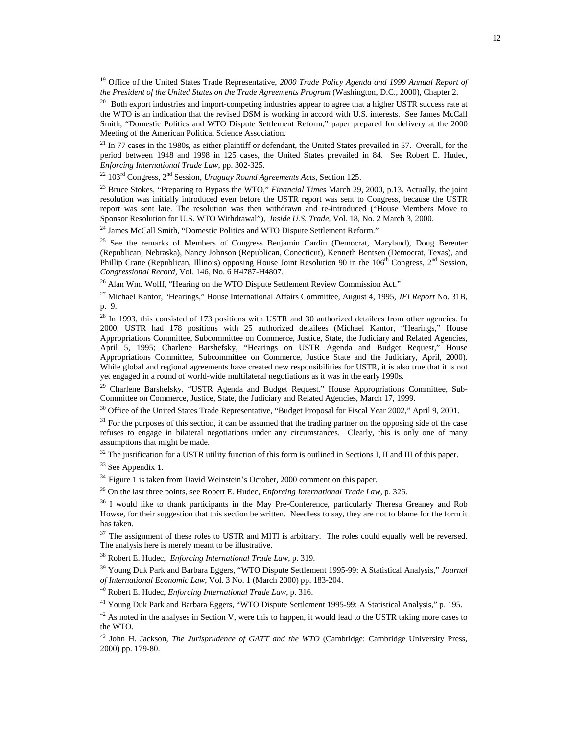[19] Office of the United States Trade Representative, *2000 Trade Policy Agenda and 1999 Annual Report of the President of the United States on the Trade Agreements Program* (Washington, D.C., 2000), Chapter 2.

[20] Both export industries and import-competing industries appear to agree that a higher USTR success rate at the WTO is an indication that the revised DSM is working in accord with U.S. interests. See James McCall Smith, "Domestic Politics and WTO Dispute Settlement Reform," paper prepared for delivery at the 2000 Meeting of the American Political Science Association.

[21] In 77 cases in the 1980s, as either plaintiff or defendant, the United States prevailed in 57. Overall, for the period between 1948 and 1998 in 125 cases, the United States prevailed in 84. See Robert E. Hudec, *Enforcing International Trade Law*, pp. 302-325.

[22] 103rd Congress, 2nd Session, *Uruguay Round Agreements Acts*, Section 125.

[23] Bruce Stokes, "Preparing to Bypass the WTO," *Financial Times* March 29, 2000, p.13. Actually, the joint resolution was initially introduced even before the USTR report was sent to Congress, because the USTR report was sent late. The resolution was then withdrawn and re-introduced ("House Members Move to Sponsor Resolution for U.S. WTO Withdrawal"), *Inside U.S. Trade*, Vol. 18, No. 2 March 3, 2000.

[24] James McCall Smith, "Domestic Politics and WTO Dispute Settlement Reform."

[25] See the remarks of Members of Congress Benjamin Cardin (Democrat, Maryland), Doug Bereuter (Republican, Nebraska), Nancy Johnson (Republican, Conecticut), Kenneth Bentsen (Democrat, Texas), and Phillip Crane (Republican, Illinois) opposing House Joint Resolution 90 in the 106th Congress, 2nd Session, *Congressional Record*, Vol. 146, No. 6 H4787-H4807.

[26] Alan Wm. Wolff, "Hearing on the WTO Dispute Settlement Review Commission Act."

[27] Michael Kantor, "Hearings," House International Affairs Committee, August 4, 1995, *JEI Report* No. 31B, p. 9.

[28] In 1993, this consisted of 173 positions with USTR and 30 authorized detailees from other agencies. In 2000, USTR had 178 positions with 25 authorized detailees (Michael Kantor, "Hearings," House Appropriations Committee, Subcommittee on Commerce, Justice, State, the Judiciary and Related Agencies, April 5, 1995; Charlene Barshefsky, "Hearings on USTR Agenda and Budget Request," House Appropriations Committee, Subcommittee on Commerce, Justice State and the Judiciary, April, 2000). While global and regional agreements have created new responsibilities for USTR, it is also true that it is not yet engaged in a round of world-wide multilateral negotiations as it was in the early 1990s.

[29] Charlene Barshefsky, "USTR Agenda and Budget Request," House Appropriations Committee, Sub-Committee on Commerce, Justice, State, the Judiciary and Related Agencies, March 17, 1999.

[30] Office of the United States Trade Representative, "Budget Proposal for Fiscal Year 2002," April 9, 2001.

[31] For the purposes of this section, it can be assumed that the trading partner on the opposing side of the case refuses to engage in bilateral negotiations under any circumstances. Clearly, this is only one of many assumptions that might be made.

[32] The justification for a USTR utility function of this form is outlined in Sections I, II and III of this paper.

[33] See Appendix 1.

[34] Figure 1 is taken from David Weinstein's October, 2000 comment on this paper.

[35] On the last three points, see Robert E. Hudec, *Enforcing International Trade Law*, p. 326.

[36] I would like to thank participants in the May Pre-Conference, particularly Theresa Greaney and Rob Howse, for their suggestion that this section be written. Needless to say, they are not to blame for the form it has taken.

[37] The assignment of these roles to USTR and MITI is arbitrary. The roles could equally well be reversed. The analysis here is merely meant to be illustrative.

[38] Robert E. Hudec, *Enforcing International Trade Law*, p. 319.

[39] Young Duk Park and Barbara Eggers, "WTO Dispute Settlement 1995-99: A Statistical Analysis," *Journal of International Economic Law*, Vol. 3 No. 1 (March 2000) pp. 183-204.

[40] Robert E. Hudec, *Enforcing International Trade Law*, p. 316.

[41] Young Duk Park and Barbara Eggers, "WTO Dispute Settlement 1995-99: A Statistical Analysis," p. 195.

[42] As noted in the analyses in Section V, were this to happen, it would lead to the USTR taking more cases to the WTO.

[43] John H. Jackson, *The Jurisprudence of GATT and the WTO* (Cambridge: Cambridge University Press, 2000) pp. 179-80.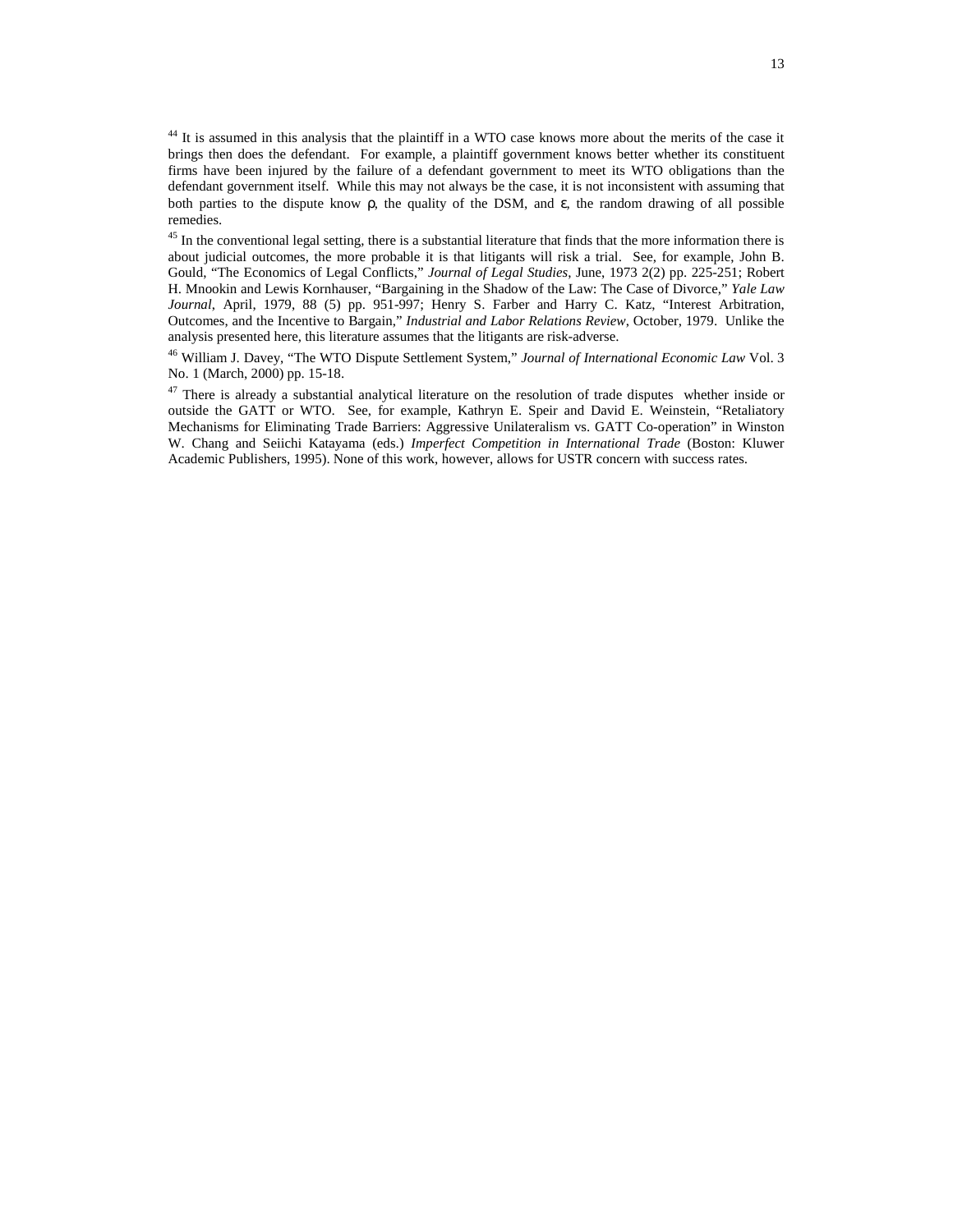[44] It is assumed in this analysis that the plaintiff in a WTO case knows more about the merits of the case it brings then does the defendant. For example, a plaintiff government knows better whether its constituent firms have been injured by the failure of a defendant government to meet its WTO obligations than the defendant government itself. While this may not always be the case, it is not inconsistent with assuming that both parties to the dispute know $\rho$, the quality of the DSM, and $\varepsilon$, the random drawing of all possible remedies.

[45] In the conventional legal setting, there is a substantial literature that finds that the more information there is about judicial outcomes, the more probable it is that litigants will risk a trial. See, for example, John B. Gould, "The Economics of Legal Conflicts," *Journal of Legal Studies*, June, 1973 2(2) pp. 225-251; Robert H. Mnookin and Lewis Kornhauser, "Bargaining in the Shadow of the Law: The Case of Divorce," *Yale Law Journal*, April, 1979, 88 (5) pp. 951-997; Henry S. Farber and Harry C. Katz, "Interest Arbitration, Outcomes, and the Incentive to Bargain," *Industrial and Labor Relations Review*, October, 1979. Unlike the analysis presented here, this literature assumes that the litigants are risk-adverse.

[46] William J. Davey, "The WTO Dispute Settlement System," *Journal of International Economic Law* Vol. 3 No. 1 (March, 2000) pp. 15-18.

[47] There is already a substantial analytical literature on the resolution of trade disputes whether inside or outside the GATT or WTO. See, for example, Kathryn E. Speir and David E. Weinstein, "Retaliatory Mechanisms for Eliminating Trade Barriers: Aggressive Unilateralism vs. GATT Co-operation" in Winston W. Chang and Seiichi Katayama (eds.) *Imperfect Competition in International Trade* (Boston: Kluwer Academic Publishers, 1995). None of this work, however, allows for USTR concern with success rates.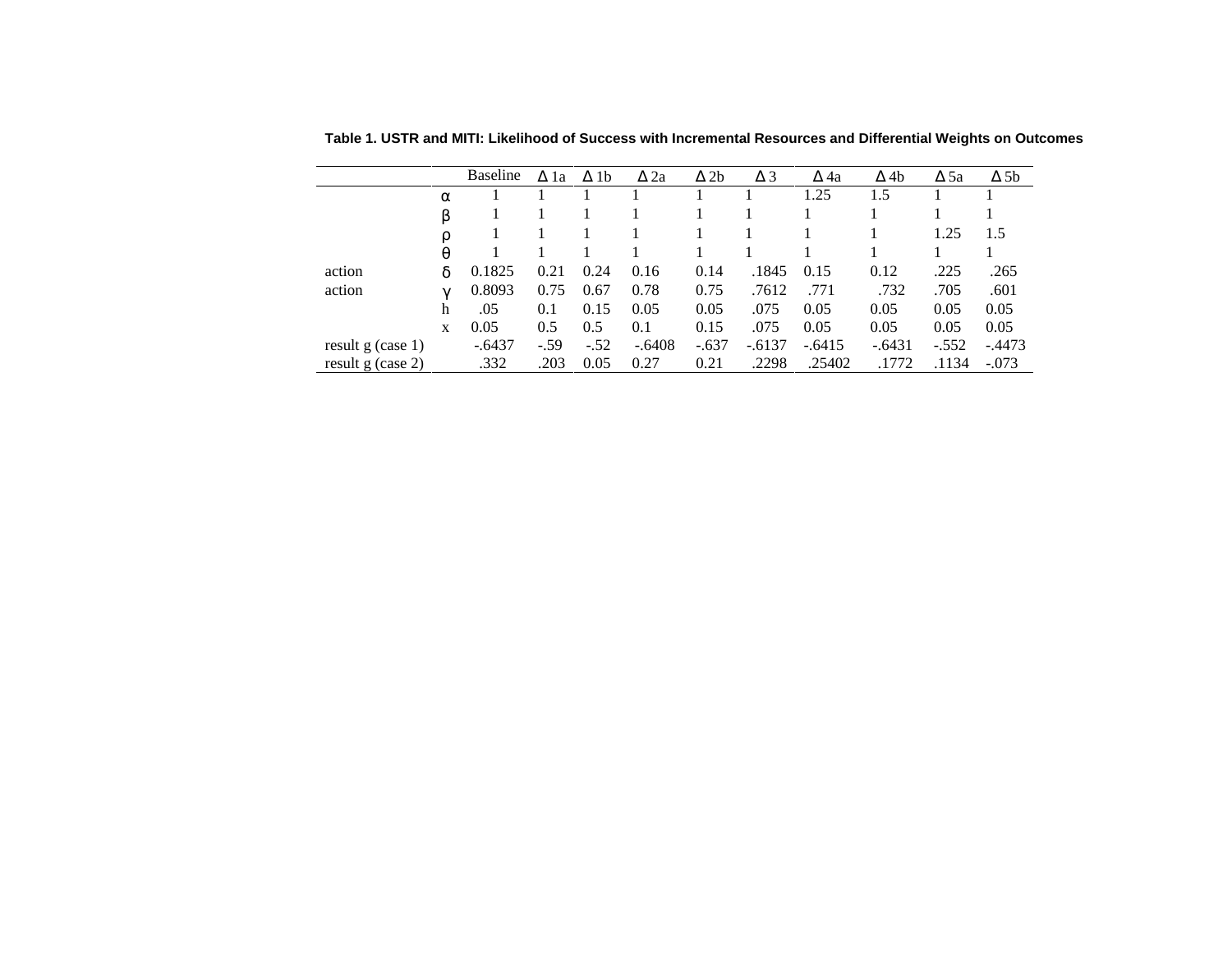**Table 1. USTR and MITI: Likelihood of Success with Incremental Resources and Differential Weights on Outcomes**

| | | Baseline | Δ 1a | Δ 1b | Δ 2a | Δ 2b | Δ 3 | Δ 4a | Δ 4b | Δ 5a | Δ 5b |
|---|---|---|---|---|---|---|---|---|---|---|---|
| | α | 1 | 1 | 1 | 1 | 1 | 1 | 1.25 | 1.5 | 1 | 1 |
| | β | 1 | 1 | 1 | 1 | 1 | 1 | 1 | 1 | 1 | 1 |
| | ρ | 1 | 1 | 1 | 1 | 1 | 1 | 1 | 1 | 1.25 | 1.5 |
| | θ | 1 | 1 | 1 | 1 | 1 | 1 | 1 | 1 | 1 | 1 |
| action | δ | 0.1825 | 0.21 | 0.24 | 0.16 | 0.14 | .1845 | 0.15 | 0.12 | .225 | .265 |
| action | γ | 0.8093 | 0.75 | 0.67 | 0.78 | 0.75 | .7612 | .771 | .732 | .705 | .601 |
| | h | .05 | 0.1 | 0.15 | 0.05 | 0.05 | .075 | 0.05 | 0.05 | 0.05 | 0.05 |
| | x | 0.05 | 0.5 | 0.5 | 0.1 | 0.15 | .075 | 0.05 | 0.05 | 0.05 | 0.05 |
| result g (case 1) | | -.6437 | -.59 | -.52 | -.6408 | -.637 | -.6137 | -.6415 | -.6431 | -.552 | -.4473 |
| result g (case 2) | | .332 | .203 | 0.05 | 0.27 | 0.21 | .2298 | .25402 | .1772 | .1134 | -.073 |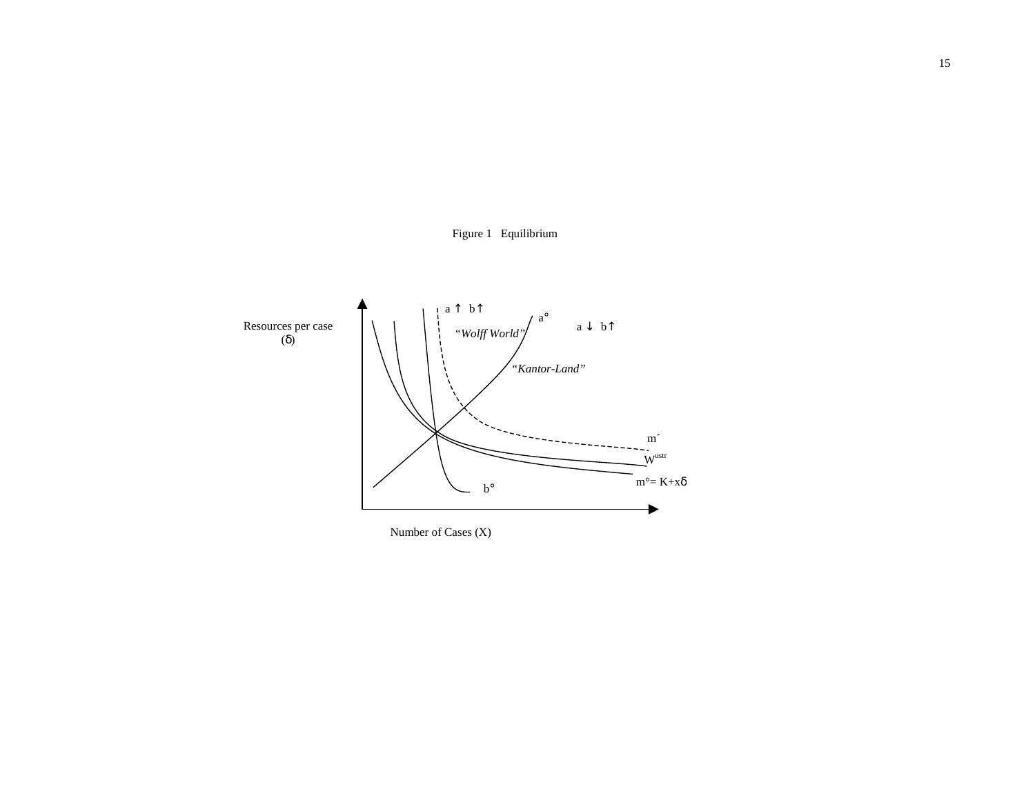Figure 1 Equilibrium

Resources per case ($\delta$)

a ↑ b ↑

a°

a ↓ b ↑

*"Wolff World"*

*"Kantor-Land"*

m´

$W^{ustr}$

m°= K+x$\delta$

b°

Number of Cases (X)